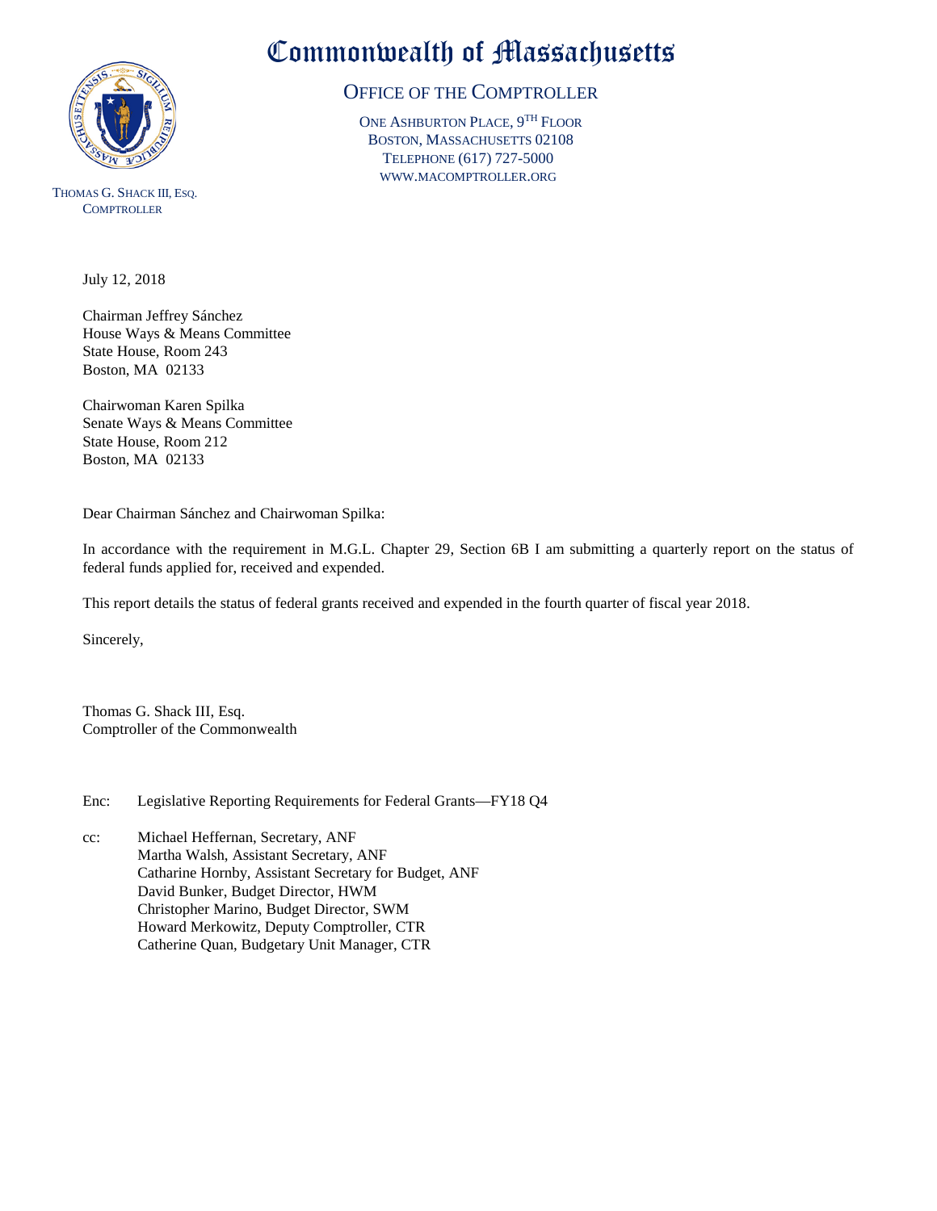# Commonwealth of Massachusetts

## Office of the Comptroller

One Ashburton Place, 9th Floor
Boston, Massachusetts 02108
Telephone (617) 727-5000
www.macomptroller.org

Thomas G. Shack III, Esq.
Comptroller

July 12, 2018

Chairman Jeffrey Sánchez
House Ways & Means Committee
State House, Room 243
Boston, MA 02133

Chairwoman Karen Spilka
Senate Ways & Means Committee
State House, Room 212
Boston, MA 02133

Dear Chairman Sánchez and Chairwoman Spilka:

In accordance with the requirement in M.G.L. Chapter 29, Section 6B I am submitting a quarterly report on the status of federal funds applied for, received and expended.

This report details the status of federal grants received and expended in the fourth quarter of fiscal year 2018.

Sincerely,

Thomas G. Shack III, Esq.
Comptroller of the Commonwealth

Enc: Legislative Reporting Requirements for Federal Grants—FY18 Q4

cc: Michael Heffernan, Secretary, ANF
Martha Walsh, Assistant Secretary, ANF
Catharine Hornby, Assistant Secretary for Budget, ANF
David Bunker, Budget Director, HWM
Christopher Marino, Budget Director, SWM
Howard Merkowitz, Deputy Comptroller, CTR
Catherine Quan, Budgetary Unit Manager, CTR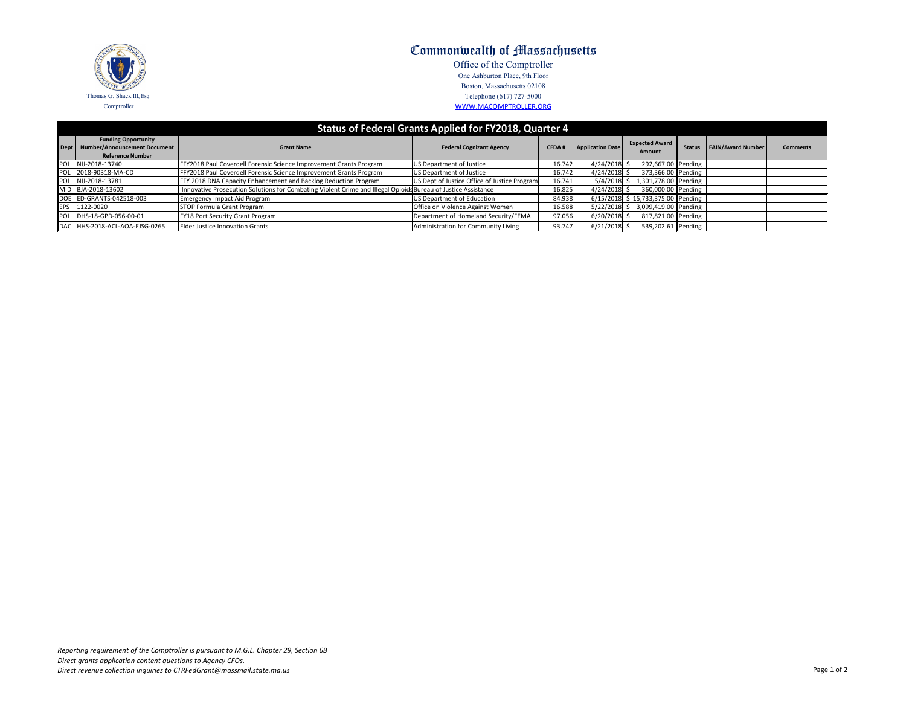# Commonwealth of Massachusetts

Office of the Comptroller
One Ashburton Place, 9th Floor
Boston, Massachusetts 02108
Telephone (617) 727-5000
WWW.MACOMPTROLLER.ORG

Thomas G. Shack III, Esq.
Comptroller

## Status of Federal Grants Applied for FY2018, Quarter 4

| Dept | Funding Opportunity Number/Announcement Document Reference Number | Grant Name | Federal Cognizant Agency | CFDA # | Application Date | Expected Award Amount | Status | FAIN/Award Number | Comments |
|---|---|---|---|---|---|---|---|---|---|
| POL | NIJ-2018-13740 | FFY2018 Paul Coverdell Forensic Science Improvement Grants Program | US Department of Justice | 16.742 | 4/24/2018 | $ 292,667.00 | Pending | | |
| POL | 2018-90318-MA-CD | FFY2018 Paul Coverdell Forensic Science Improvement Grants Program | US Department of Justice | 16.742 | 4/24/2018 | $ 373,366.00 | Pending | | |
| POL | NIJ-2018-13781 | FFY 2018 DNA Capacity Enhancement and Backlog Reduction Program | US Dept of Justice Office of Justice Program | 16.741 | 5/4/2018 | $ 1,301,778.00 | Pending | | |
| MID | BJA-2018-13602 | Innovative Prosecution Solutions for Combating Violent Crime and Illegal Opioids | Bureau of Justice Assistance | 16.825 | 4/24/2018 | $ 360,000.00 | Pending | | |
| DOE | ED-GRANTS-042518-003 | Emergency Impact Aid Program | US Department of Education | 84.938 | 6/15/2018 | $ 15,733,375.00 | Pending | | |
| EPS | 1122-0020 | STOP Formula Grant Program | Office on Violence Against Women | 16.588 | 5/22/2018 | $ 3,099,419.00 | Pending | | |
| POL | DHS-18-GPD-056-00-01 | FY18 Port Security Grant Program | Department of Homeland Security/FEMA | 97.056 | 6/20/2018 | $ 817,821.00 | Pending | | |
| DAC | HHS-2018-ACL-AOA-EJSG-0265 | Elder Justice Innovation Grants | Administration for Community Living | 93.747 | 6/21/2018 | $ 539,202.61 | Pending | | |

*Reporting requirement of the Comptroller is pursuant to M.G.L. Chapter 29, Section 6B*
*Direct grants application content questions to Agency CFOs.*
*Direct revenue collection inquiries to CTRFedGrant@massmail.state.ma.us*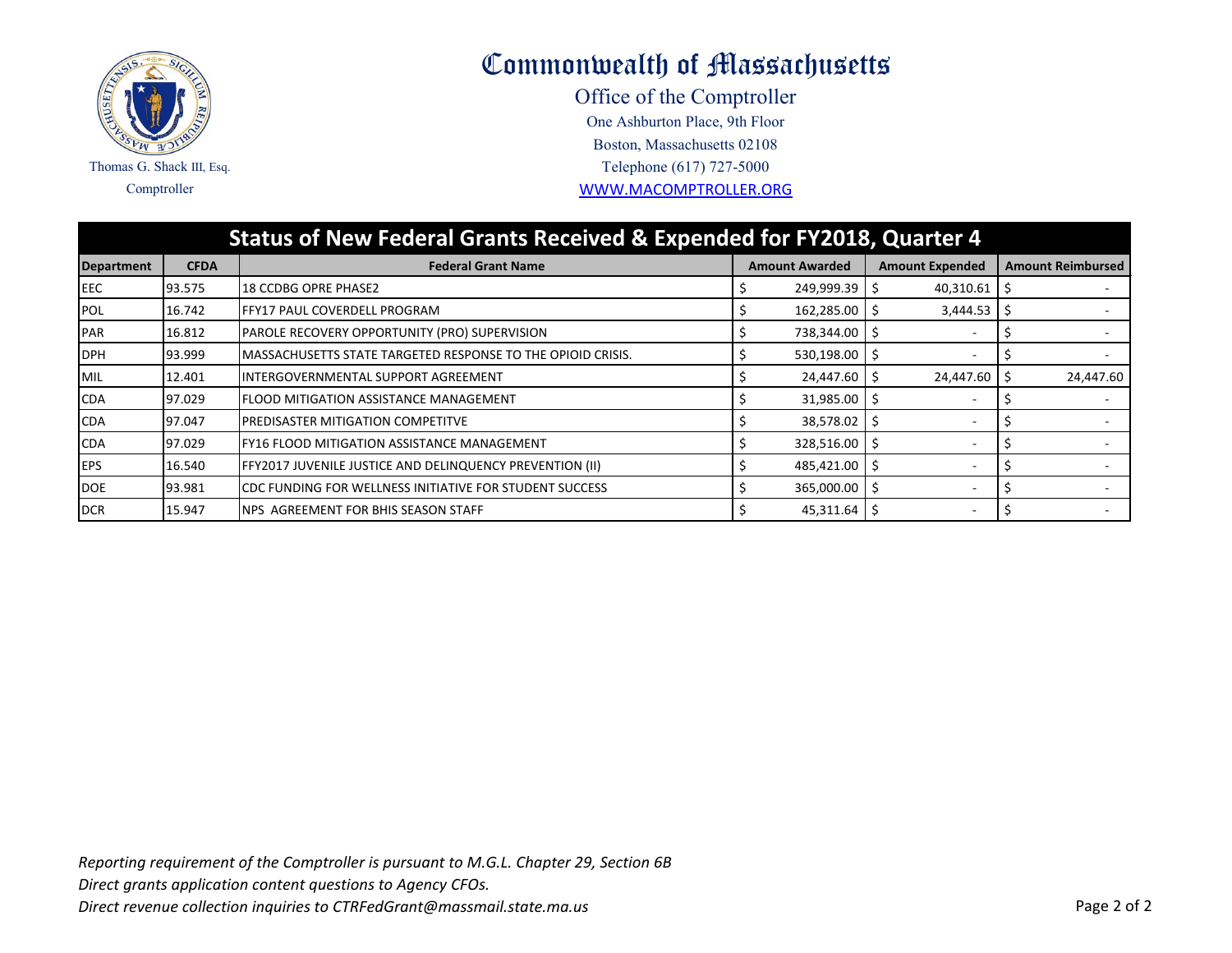# Commonwealth of Massachusetts

Office of the Comptroller

One Ashburton Place, 9th Floor

Boston, Massachusetts 02108

Telephone (617) 727-5000

WWW.MACOMPTROLLER.ORG

Thomas G. Shack III, Esq.

Comptroller

## Status of New Federal Grants Received & Expended for FY2018, Quarter 4

| Department | CFDA | Federal Grant Name | Amount Awarded | Amount Expended | Amount Reimbursed |
|---|---|---|---|---|---|
| EEC | 93.575 | 18 CCDBG OPRE PHASE2 | $ 249,999.39 | $ 40,310.61 | $ - |
| POL | 16.742 | FFY17 PAUL COVERDELL PROGRAM | $ 162,285.00 | $ 3,444.53 | $ - |
| PAR | 16.812 | PAROLE RECOVERY OPPORTUNITY (PRO) SUPERVISION | $ 738,344.00 | $ - | $ - |
| DPH | 93.999 | MASSACHUSETTS STATE TARGETED RESPONSE TO THE OPIOID CRISIS. | $ 530,198.00 | $ - | $ - |
| MIL | 12.401 | INTERGOVERNMENTAL SUPPORT AGREEMENT | $ 24,447.60 | $ 24,447.60 | $ 24,447.60 |
| CDA | 97.029 | FLOOD MITIGATION ASSISTANCE MANAGEMENT | $ 31,985.00 | $ - | $ - |
| CDA | 97.047 | PREDISASTER MITIGATION COMPETITVE | $ 38,578.02 | $ - | $ - |
| CDA | 97.029 | FY16 FLOOD MITIGATION ASSISTANCE MANAGEMENT | $ 328,516.00 | $ - | $ - |
| EPS | 16.540 | FFY2017 JUVENILE JUSTICE AND DELINQUENCY PREVENTION (II) | $ 485,421.00 | $ - | $ - |
| DOE | 93.981 | CDC FUNDING FOR WELLNESS INITIATIVE FOR STUDENT SUCCESS | $ 365,000.00 | $ - | $ - |
| DCR | 15.947 | NPS AGREEMENT FOR BHIS SEASON STAFF | $ 45,311.64 | $ - | $ - |

*Reporting requirement of the Comptroller is pursuant to M.G.L. Chapter 29, Section 6B*

*Direct grants application content questions to Agency CFOs.*

*Direct revenue collection inquiries to CTRFedGrant@massmail.state.ma.us*